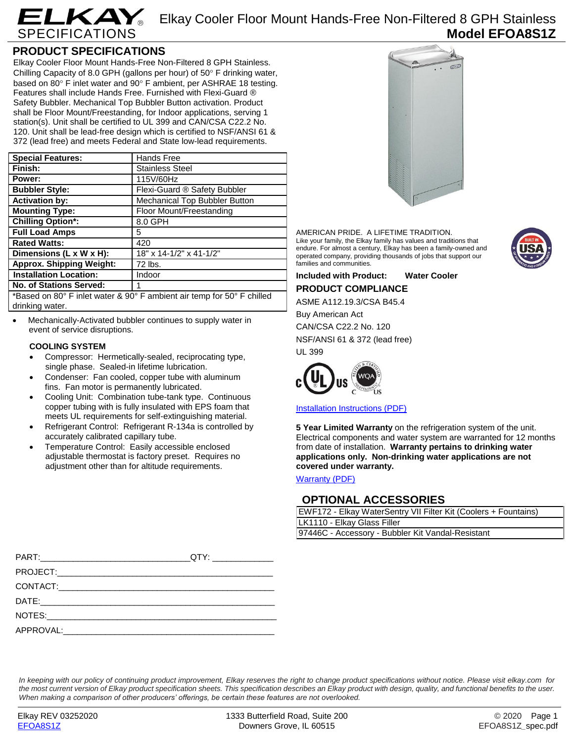# ELKAY SPECIFICATIONS

# Elkay Cooler Floor Mount Hands-Free Non-Filtered 8 GPH Stainless
**Model EFOA8S1Z**

## PRODUCT SPECIFICATIONS

Elkay Cooler Floor Mount Hands-Free Non-Filtered 8 GPH Stainless. Chilling Capacity of 8.0 GPH (gallons per hour) of 50° F drinking water, based on 80° F inlet water and 90° F ambient, per ASHRAE 18 testing. Features shall include Hands Free. Furnished with Flexi-Guard ® Safety Bubbler. Mechanical Top Bubbler Button activation. Product shall be Floor Mount/Freestanding, for Indoor applications, serving 1 station(s). Unit shall be certified to UL 399 and CAN/CSA C22.2 No. 120. Unit shall be lead-free design which is certified to NSF/ANSI 61 & 372 (lead free) and meets Federal and State low-lead requirements.

| | |
|---|---|
| **Special Features:** | Hands Free |
| **Finish:** | Stainless Steel |
| **Power:** | 115V/60Hz |
| **Bubbler Style:** | Flexi-Guard ® Safety Bubbler |
| **Activation by:** | Mechanical Top Bubbler Button |
| **Mounting Type:** | Floor Mount/Freestanding |
| **Chilling Option*:** | 8.0 GPH |
| **Full Load Amps** | 5 |
| **Rated Watts:** | 420 |
| **Dimensions (L x W x H):** | 18" x 14-1/2" x 41-1/2" |
| **Approx. Shipping Weight:** | 72 lbs. |
| **Installation Location:** | Indoor |
| **No. of Stations Served:** | 1 |

*Based on 80° F inlet water & 90° F ambient air temp for 50° F chilled drinking water.

- Mechanically-Activated bubbler continues to supply water in event of service disruptions.

### COOLING SYSTEM

- Compressor: Hermetically-sealed, reciprocating type, single phase. Sealed-in lifetime lubrication.
- Condenser: Fan cooled, copper tube with aluminum fins. Fan motor is permanently lubricated.
- Cooling Unit: Combination tube-tank type. Continuous copper tubing with is fully insulated with EPS foam that meets UL requirements for self-extinguishing material.
- Refrigerant Control: Refrigerant R-134a is controlled by accurately calibrated capillary tube.
- Temperature Control: Easily accessible enclosed adjustable thermostat is factory preset. Requires no adjustment other than for altitude requirements.

AMERICAN PRIDE. A LIFETIME TRADITION.
Like your family, the Elkay family has values and traditions that endure. For almost a century, Elkay has been a family-owned and operated company, providing thousands of jobs that support our families and communities.

**Included with Product:** **Water Cooler**

## PRODUCT COMPLIANCE

ASME A112.19.3/CSA B45.4

Buy American Act

CAN/CSA C22.2 No. 120

NSF/ANSI 61 & 372 (lead free)

UL 399

[Installation Instructions (PDF)]

**5 Year Limited Warranty** on the refrigeration system of the unit. Electrical components and water system are warranted for 12 months from date of installation. **Warranty pertains to drinking water applications only. Non-drinking water applications are not covered under warranty.**

[Warranty (PDF)]

## OPTIONAL ACCESSORIES

| |
|---|
| EWF172 - Elkay WaterSentry VII Filter Kit (Coolers + Fountains) |
| LK1110 - Elkay Glass Filler |
| 97446C - Accessory - Bubbler Kit Vandal-Resistant |

PART:______________________________QTY: ____________

PROJECT:______________________________________________

CONTACT:______________________________________________

DATE:_________________________________________________

NOTES:________________________________________________

APPROVAL:_____________________________________________

*In keeping with our policy of continuing product improvement, Elkay reserves the right to change product specifications without notice. Please visit elkay.com for the most current version of Elkay product specification sheets. This specification describes an Elkay product with design, quality, and functional benefits to the user. When making a comparison of other producers' offerings, be certain these features are not overlooked.*

Elkay REV 03252020
EFOA8S1Z

1333 Butterfield Road, Suite 200
Downers Grove, IL 60515

© 2020
EFOA8S1Z_spec.pdf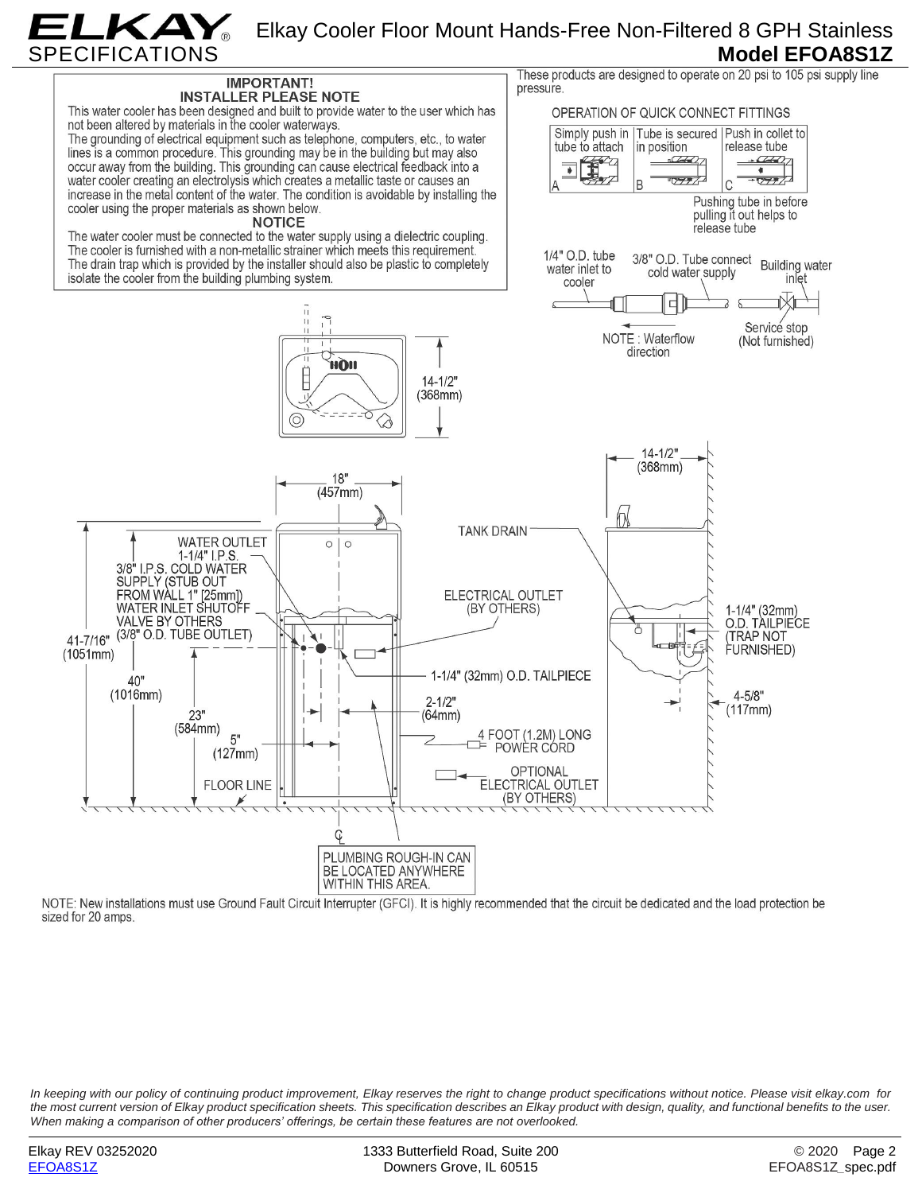# Elkay Cooler Floor Mount Hands-Free Non-Filtered 8 GPH Stainless

## Model EFOA8S1Z

**IMPORTANT!**
**INSTALLER PLEASE NOTE**

This water cooler has been designed and built to provide water to the user which has not been altered by materials in the cooler waterways.
The grounding of electrical equipment such as telephone, computers, etc., to water lines is a common procedure. This grounding may be in the building but may also occur away from the building. This grounding can cause electrical feedback into a water cooler creating an electrolysis which creates a metallic taste or causes an increase in the metal content of the water. The condition is avoidable by installing the cooler using the proper materials as shown below.

**NOTICE**

The water cooler must be connected to the water supply using a dielectric coupling. The cooler is furnished with a non-metallic strainer which meets this requirement. The drain trap which is provided by the installer should also be plastic to completely isolate the cooler from the building plumbing system.

These products are designed to operate on 20 psi to 105 psi supply line pressure.

OPERATION OF QUICK CONNECT FITTINGS

A: Simply push in tube to attach
B: Tube is secured in position
C: Push in collet to release tube

Pushing tube in before pulling it out helps to release tube

1/4" O.D. tube water inlet to cooler
3/8" O.D. Tube connect cold water supply
Building water inlet
Service stop (Not furnished)
NOTE : Waterflow direction

14-1/2" (368mm)
18" (457mm)
14-1/2" (368mm)
WATER OUTLET 1-1/4" I.P.S.
3/8" I.P.S. COLD WATER SUPPLY (STUB OUT FROM WALL 1" [25mm]) WATER INLET SHUTOFF VALVE BY OTHERS (3/8" O.D. TUBE OUTLET)
TANK DRAIN
ELECTRICAL OUTLET (BY OTHERS)
1-1/4" (32mm) O.D. TAILPIECE (TRAP NOT FURNISHED)
1-1/4" (32mm) O.D. TAILPIECE
41-7/16" (1051mm)
40" (1016mm)
23" (584mm)
5" (127mm)
2-1/2" (64mm)
4-5/8" (117mm)
4 FOOT (1.2M) LONG POWER CORD
OPTIONAL ELECTRICAL OUTLET (BY OTHERS)
FLOOR LINE
℄
PLUMBING ROUGH-IN CAN BE LOCATED ANYWHERE WITHIN THIS AREA.

NOTE: New installations must use Ground Fault Circuit Interrupter (GFCI). It is highly recommended that the circuit be dedicated and the load protection be sized for 20 amps.

*In keeping with our policy of continuing product improvement, Elkay reserves the right to change product specifications without notice. Please visit elkay.com for the most current version of Elkay product specification sheets. This specification describes an Elkay product with design, quality, and functional benefits to the user. When making a comparison of other producers' offerings, be certain these features are not overlooked.*

Elkay REV 03252020 | 1333 Butterfield Road, Suite 200, Downers Grove, IL 60515 | © 2020
EFOA8S1Z | EFOA8S1Z_spec.pdf